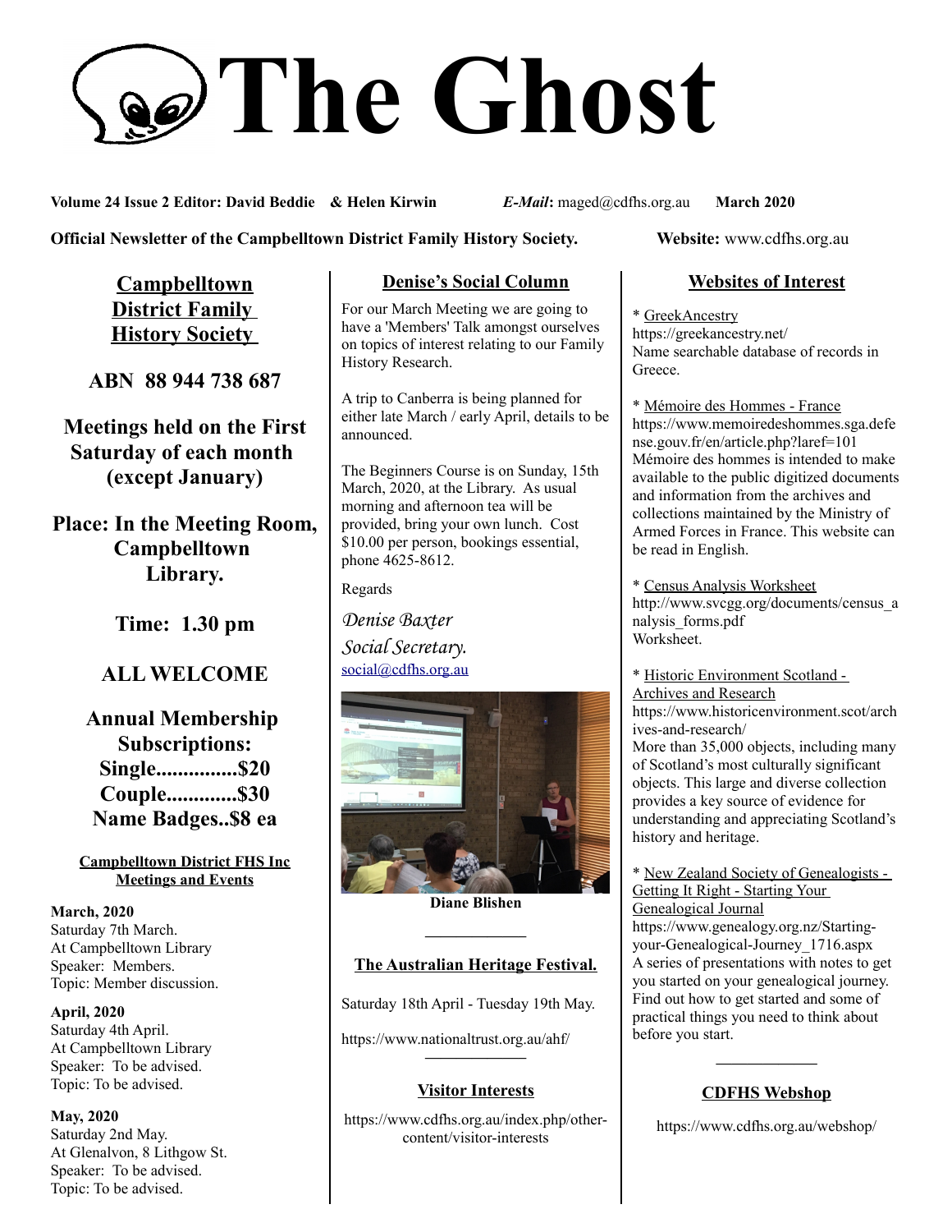# The Ghost

**Volume 24 Issue 2 Editor: David Beddie & Helen Kirwin** ***E-Mail*****:** maged@cdfhs.org.au **March 2020**

**Official Newsletter of the Campbelltown District Family History Society.** **Website:** www.cdfhs.org.au

## Campbelltown District Family History Society

**ABN 88 944 738 687**

**Meetings held on the First Saturday of each month (except January)**

**Place: In the Meeting Room, Campbelltown Library.**

**Time: 1.30 pm**

**ALL WELCOME**

**Annual Membership Subscriptions:**
**Single...............$20**
**Couple.............$30**
**Name Badges..$8 ea**

### Campbelltown District FHS Inc Meetings and Events

**March, 2020**
Saturday 7th March.
At Campbelltown Library
Speaker: Members.
Topic: Member discussion.

**April, 2020**
Saturday 4th April.
At Campbelltown Library
Speaker: To be advised.
Topic: To be advised.

**May, 2020**
Saturday 2nd May.
At Glenalvon, 8 Lithgow St.
Speaker: To be advised.
Topic: To be advised.

## Denise's Social Column

For our March Meeting we are going to have a 'Members' Talk amongst ourselves on topics of interest relating to our Family History Research.

A trip to Canberra is being planned for either late March / early April, details to be announced.

The Beginners Course is on Sunday, 15th March, 2020, at the Library. As usual morning and afternoon tea will be provided, bring your own lunch. Cost $10.00 per person, bookings essential, phone 4625-8612.

Regards

*Denise Baxter*
*Social Secretary.*
social@cdfhs.org.au

**Diane Blishen**

## The Australian Heritage Festival.

Saturday 18th April - Tuesday 19th May.

https://www.nationaltrust.org.au/ahf/

## Visitor Interests

https://www.cdfhs.org.au/index.php/other-content/visitor-interests

## Websites of Interest

* GreekAncestry
https://greekancestry.net/
Name searchable database of records in Greece.

* Mémoire des Hommes - France
https://www.memoiredeshommes.sga.defense.gouv.fr/en/article.php?laref=101
Mémoire des hommes is intended to make available to the public digitized documents and information from the archives and collections maintained by the Ministry of Armed Forces in France. This website can be read in English.

* Census Analysis Worksheet
http://www.svcgg.org/documents/census_analysis_forms.pdf
Worksheet.

* Historic Environment Scotland - Archives and Research
https://www.historicenvironment.scot/archives-and-research/
More than 35,000 objects, including many of Scotland's most culturally significant objects. This large and diverse collection provides a key source of evidence for understanding and appreciating Scotland's history and heritage.

* New Zealand Society of Genealogists - Getting It Right - Starting Your Genealogical Journal
https://www.genealogy.org.nz/Starting-your-Genealogical-Journey_1716.aspx
A series of presentations with notes to get you started on your genealogical journey. Find out how to get started and some of practical things you need to think about before you start.

## CDFHS Webshop

https://www.cdfhs.org.au/webshop/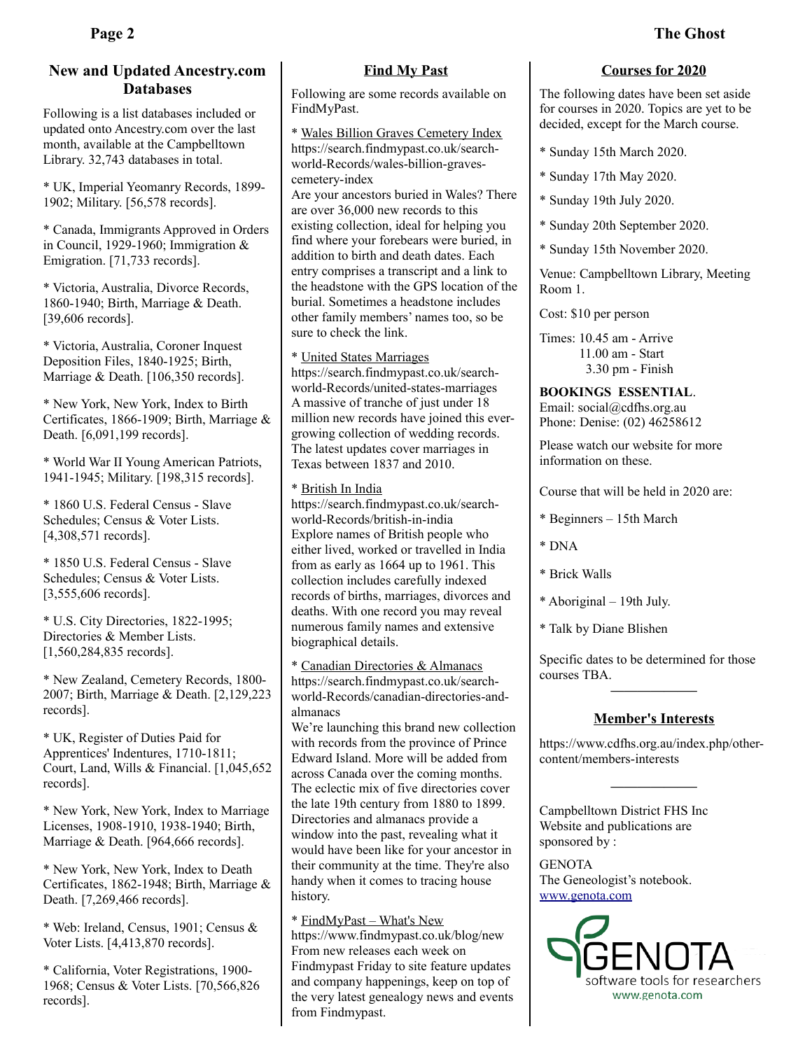## New and Updated Ancestry.com Databases

Following is a list databases included or updated onto Ancestry.com over the last month, available at the Campbelltown Library. 32,743 databases in total.

* UK, Imperial Yeomanry Records, 1899-1902; Military. [56,578 records].

* Canada, Immigrants Approved in Orders in Council, 1929-1960; Immigration & Emigration. [71,733 records].

* Victoria, Australia, Divorce Records, 1860-1940; Birth, Marriage & Death. [39,606 records].

* Victoria, Australia, Coroner Inquest Deposition Files, 1840-1925; Birth, Marriage & Death. [106,350 records].

* New York, New York, Index to Birth Certificates, 1866-1909; Birth, Marriage & Death. [6,091,199 records].

* World War II Young American Patriots, 1941-1945; Military. [198,315 records].

* 1860 U.S. Federal Census - Slave Schedules; Census & Voter Lists. [4,308,571 records].

* 1850 U.S. Federal Census - Slave Schedules; Census & Voter Lists. [3,555,606 records].

* U.S. City Directories, 1822-1995; Directories & Member Lists. [1,560,284,835 records].

* New Zealand, Cemetery Records, 1800-2007; Birth, Marriage & Death. [2,129,223 records].

* UK, Register of Duties Paid for Apprentices' Indentures, 1710-1811; Court, Land, Wills & Financial. [1,045,652 records].

* New York, New York, Index to Marriage Licenses, 1908-1910, 1938-1940; Birth, Marriage & Death. [964,666 records].

* New York, New York, Index to Death Certificates, 1862-1948; Birth, Marriage & Death. [7,269,466 records].

* Web: Ireland, Census, 1901; Census & Voter Lists. [4,413,870 records].

* California, Voter Registrations, 1900-1968; Census & Voter Lists. [70,566,826 records].

## Find My Past

Following are some records available on FindMyPast.

* Wales Billion Graves Cemetery Index
https://search.findmypast.co.uk/search-world-Records/wales-billion-graves-cemetery-index
Are your ancestors buried in Wales? There are over 36,000 new records to this existing collection, ideal for helping you find where your forebears were buried, in addition to birth and death dates. Each entry comprises a transcript and a link to the headstone with the GPS location of the burial. Sometimes a headstone includes other family members' names too, so be sure to check the link.

* United States Marriages
https://search.findmypast.co.uk/search-world-Records/united-states-marriages
A massive of tranche of just under 18 million new records have joined this ever-growing collection of wedding records. The latest updates cover marriages in Texas between 1837 and 2010.

* British In India
https://search.findmypast.co.uk/search-world-Records/british-in-india
Explore names of British people who either lived, worked or travelled in India from as early as 1664 up to 1961. This collection includes carefully indexed records of births, marriages, divorces and deaths. With one record you may reveal numerous family names and extensive biographical details.

* Canadian Directories & Almanacs
https://search.findmypast.co.uk/search-world-Records/canadian-directories-and-almanacs
We're launching this brand new collection with records from the province of Prince Edward Island. More will be added from across Canada over the coming months. The eclectic mix of five directories cover the late 19th century from 1880 to 1899. Directories and almanacs provide a window into the past, revealing what it would have been like for your ancestor in their community at the time. They're also handy when it comes to tracing house history.

* FindMyPast – What's New
https://www.findmypast.co.uk/blog/new
From new releases each week on Findmypast Friday to site feature updates and company happenings, keep on top of the very latest genealogy news and events from Findmypast.

## Courses for 2020

The following dates have been set aside for courses in 2020. Topics are yet to be decided, except for the March course.

* Sunday 15th March 2020.

* Sunday 17th May 2020.

* Sunday 19th July 2020.

* Sunday 20th September 2020.

* Sunday 15th November 2020.

Venue: Campbelltown Library, Meeting Room 1.

Cost: $10 per person

Times: 10.45 am - Arrive
11.00 am - Start
3.30 pm - Finish

**BOOKINGS ESSENTIAL**.
Email: social@cdfhs.org.au
Phone: Denise: (02) 46258612

Please watch our website for more information on these.

Course that will be held in 2020 are:

* Beginners – 15th March

* DNA

* Brick Walls

* Aboriginal – 19th July.

* Talk by Diane Blishen

Specific dates to be determined for those courses TBA.

## Member's Interests

https://www.cdfhs.org.au/index.php/other-content/members-interests

Campbelltown District FHS Inc Website and publications are sponsored by :

GENOTA
The Geneologist's notebook.
www.genota.com

GENOTA
software tools for researchers
www.genota.com